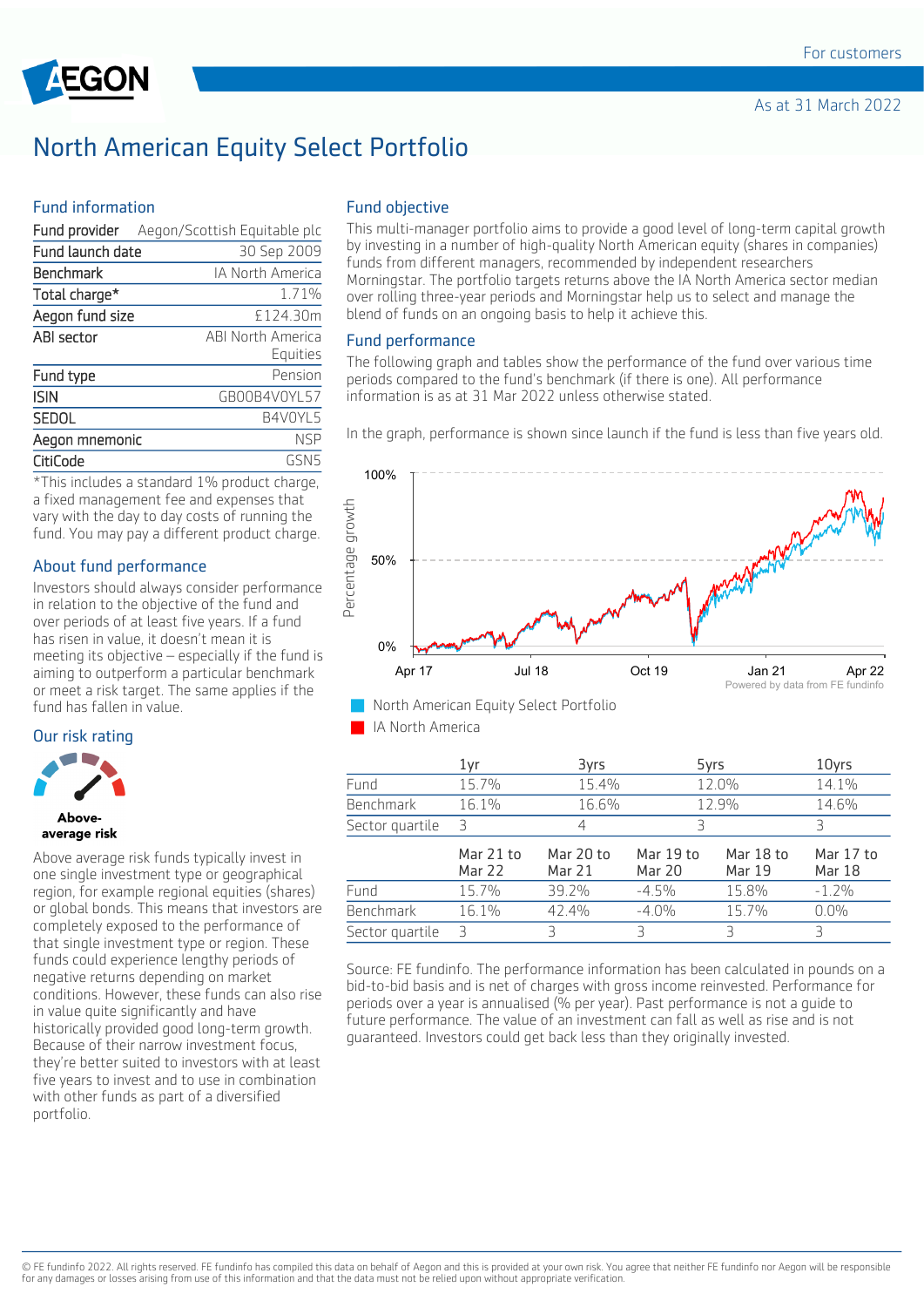For customers

As at 31 March 2022

# North American Equity Select Portfolio

## Fund information

| Fund provider | Aegon/Scottish Equitable plc |
|---|---|
| Fund launch date | 30 Sep 2009 |
| Benchmark | IA North America |
| Total charge* | 1.71% |
| Aegon fund size | £124.30m |
| ABI sector | ABI North America Equities |
| Fund type | Pension |
| ISIN | GB00B4V0YL57 |
| SEDOL | B4V0YL5 |
| Aegon mnemonic | NSP |
| CitiCode | GSN5 |

*This includes a standard 1% product charge, a fixed management fee and expenses that vary with the day to day costs of running the fund. You may pay a different product charge.

## About fund performance

Investors should always consider performance in relation to the objective of the fund and over periods of at least five years. If a fund has risen in value, it doesn't mean it is meeting its objective – especially if the fund is aiming to outperform a particular benchmark or meet a risk target. The same applies if the fund has fallen in value.

## Our risk rating

**Above-average risk**

Above average risk funds typically invest in one single investment type or geographical region, for example regional equities (shares) or global bonds. This means that investors are completely exposed to the performance of that single investment type or region. These funds could experience lengthy periods of negative returns depending on market conditions. However, these funds can also rise in value quite significantly and have historically provided good long-term growth. Because of their narrow investment focus, they're better suited to investors with at least five years to invest and to use in combination with other funds as part of a diversified portfolio.

## Fund objective

This multi-manager portfolio aims to provide a good level of long-term capital growth by investing in a number of high-quality North American equity (shares in companies) funds from different managers, recommended by independent researchers Morningstar. The portfolio targets returns above the IA North America sector median over rolling three-year periods and Morningstar help us to select and manage the blend of funds on an ongoing basis to help it achieve this.

## Fund performance

The following graph and tables show the performance of the fund over various time periods compared to the fund's benchmark (if there is one). All performance information is as at 31 Mar 2022 unless otherwise stated.

In the graph, performance is shown since launch if the fund is less than five years old.

Powered by data from FE fundinfo

- North American Equity Select Portfolio
- IA North America

| | 1yr | 3yrs | 5yrs | 10yrs |
|---|---|---|---|---|
| Fund | 15.7% | 15.4% | 12.0% | 14.1% |
| Benchmark | 16.1% | 16.6% | 12.9% | 14.6% |
| Sector quartile | 3 | 4 | 3 | 3 |

| | Mar 21 to Mar 22 | Mar 20 to Mar 21 | Mar 19 to Mar 20 | Mar 18 to Mar 19 | Mar 17 to Mar 18 |
|---|---|---|---|---|---|
| Fund | 15.7% | 39.2% | -4.5% | 15.8% | -1.2% |
| Benchmark | 16.1% | 42.4% | -4.0% | 15.7% | 0.0% |
| Sector quartile | 3 | 3 | 3 | 3 | 3 |

Source: FE fundinfo. The performance information has been calculated in pounds on a bid-to-bid basis and is net of charges with gross income reinvested. Performance for periods over a year is annualised (% per year). Past performance is not a guide to future performance. The value of an investment can fall as well as rise and is not guaranteed. Investors could get back less than they originally invested.

© FE fundinfo 2022. All rights reserved. FE fundinfo has compiled this data on behalf of Aegon and this is provided at your own risk. You agree that neither FE fundinfo nor Aegon will be responsible for any damages or losses arising from use of this information and that the data must not be relied upon without appropriate verification.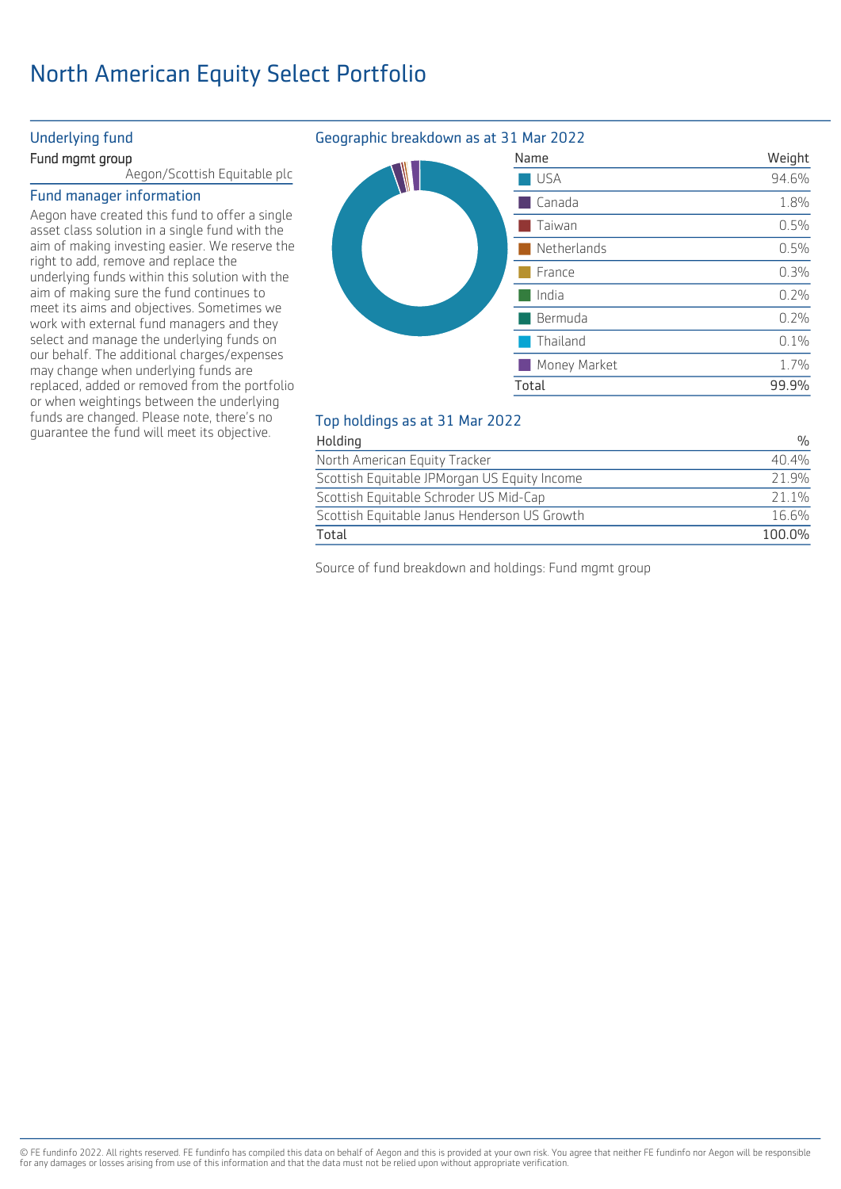# North American Equity Select Portfolio

## Underlying fund

**Fund mgmt group**

Aegon/Scottish Equitable plc

## Fund manager information

Aegon have created this fund to offer a single asset class solution in a single fund with the aim of making investing easier. We reserve the right to add, remove and replace the underlying funds within this solution with the aim of making sure the fund continues to meet its aims and objectives. Sometimes we work with external fund managers and they select and manage the underlying funds on our behalf. The additional charges/expenses may change when underlying funds are replaced, added or removed from the portfolio or when weightings between the underlying funds are changed. Please note, there's no guarantee the fund will meet its objective.

## Geographic breakdown as at 31 Mar 2022

| Name | Weight |
| --- | --- |
| USA | 94.6% |
| Canada | 1.8% |
| Taiwan | 0.5% |
| Netherlands | 0.5% |
| France | 0.3% |
| India | 0.2% |
| Bermuda | 0.2% |
| Thailand | 0.1% |
| Money Market | 1.7% |
| Total | 99.9% |

## Top holdings as at 31 Mar 2022

| Holding | % |
| --- | --- |
| North American Equity Tracker | 40.4% |
| Scottish Equitable JPMorgan US Equity Income | 21.9% |
| Scottish Equitable Schroder US Mid-Cap | 21.1% |
| Scottish Equitable Janus Henderson US Growth | 16.6% |
| Total | 100.0% |

Source of fund breakdown and holdings: Fund mgmt group

© FE fundinfo 2022. All rights reserved. FE fundinfo has compiled this data on behalf of Aegon and this is provided at your own risk. You agree that neither FE fundinfo nor Aegon will be responsible for any damages or losses arising from use of this information and that the data must not be relied upon without appropriate verification.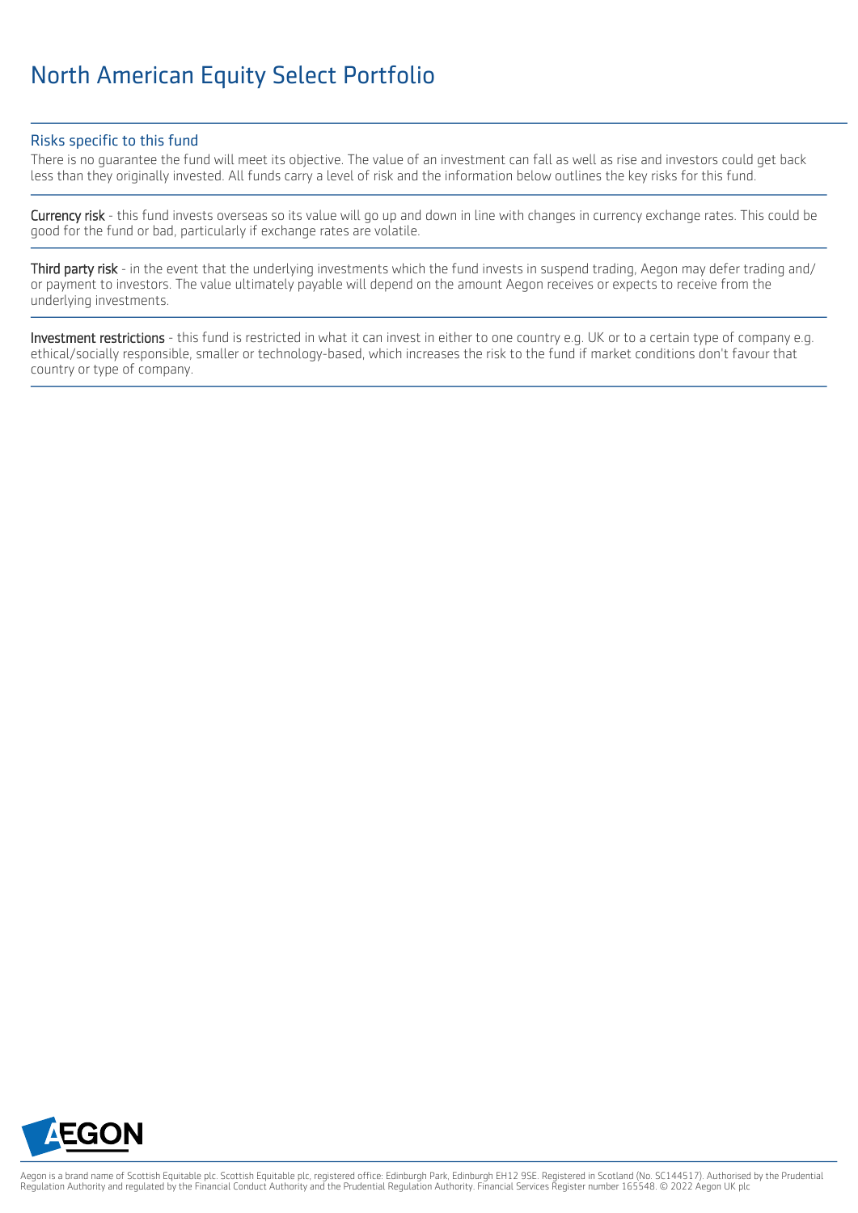# North American Equity Select Portfolio

## Risks specific to this fund

There is no guarantee the fund will meet its objective. The value of an investment can fall as well as rise and investors could get back less than they originally invested. All funds carry a level of risk and the information below outlines the key risks for this fund.

**Currency risk** - this fund invests overseas so its value will go up and down in line with changes in currency exchange rates. This could be good for the fund or bad, particularly if exchange rates are volatile.

**Third party risk** - in the event that the underlying investments which the fund invests in suspend trading, Aegon may defer trading and/ or payment to investors. The value ultimately payable will depend on the amount Aegon receives or expects to receive from the underlying investments.

**Investment restrictions** - this fund is restricted in what it can invest in either to one country e.g. UK or to a certain type of company e.g. ethical/socially responsible, smaller or technology-based, which increases the risk to the fund if market conditions don't favour that country or type of company.

AEGON

Aegon is a brand name of Scottish Equitable plc. Scottish Equitable plc, registered office: Edinburgh Park, Edinburgh EH12 9SE. Registered in Scotland (No. SC144517). Authorised by the Prudential Regulation Authority and regulated by the Financial Conduct Authority and the Prudential Regulation Authority. Financial Services Register number 165548. © 2022 Aegon UK plc